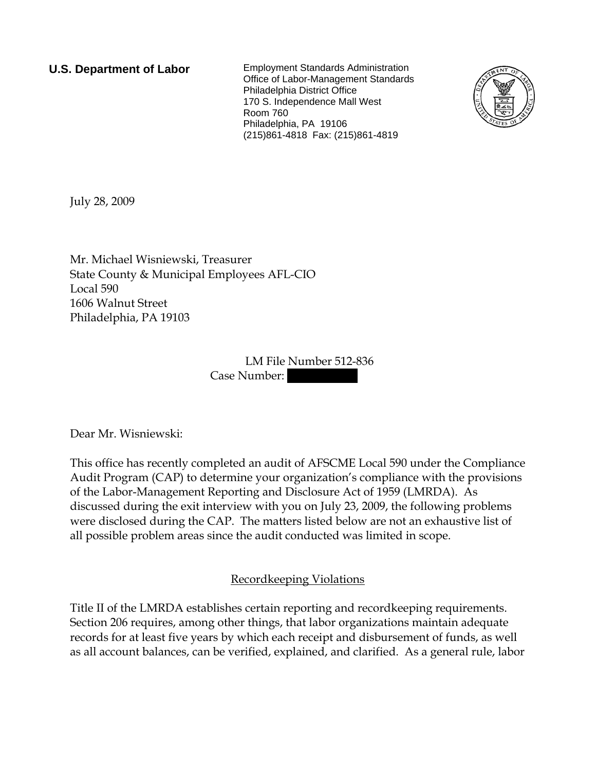**U.S. Department of Labor**

Employment Standards Administration
Office of Labor-Management Standards
Philadelphia District Office
170 S. Independence Mall West
Room 760
Philadelphia, PA 19106
(215)861-4818 Fax: (215)861-4819

July 28, 2009

Mr. Michael Wisniewski, Treasurer
State County & Municipal Employees AFL-CIO
Local 590
1606 Walnut Street
Philadelphia, PA 19103

LM File Number 512-836
Case Number: [redacted]

Dear Mr. Wisniewski:

This office has recently completed an audit of AFSCME Local 590 under the Compliance Audit Program (CAP) to determine your organization's compliance with the provisions of the Labor-Management Reporting and Disclosure Act of 1959 (LMRDA). As discussed during the exit interview with you on July 23, 2009, the following problems were disclosed during the CAP. The matters listed below are not an exhaustive list of all possible problem areas since the audit conducted was limited in scope.

## Recordkeeping Violations

Title II of the LMRDA establishes certain reporting and recordkeeping requirements. Section 206 requires, among other things, that labor organizations maintain adequate records for at least five years by which each receipt and disbursement of funds, as well as all account balances, can be verified, explained, and clarified. As a general rule, labor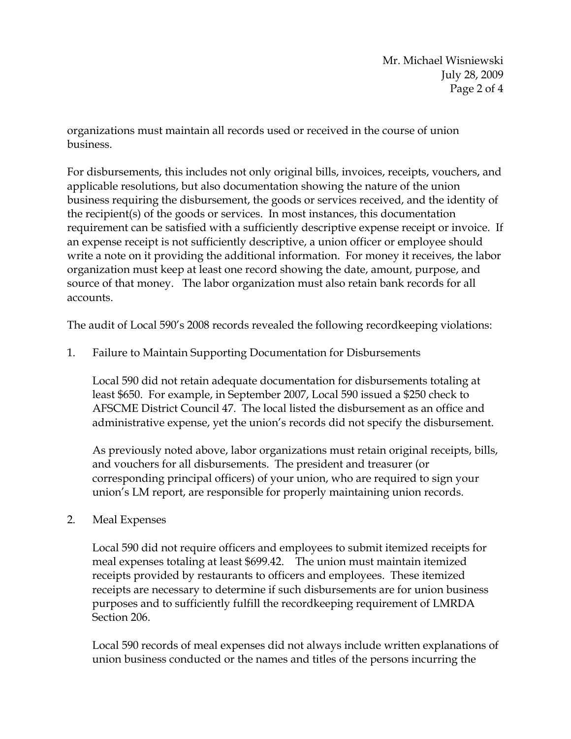organizations must maintain all records used or received in the course of union business.

For disbursements, this includes not only original bills, invoices, receipts, vouchers, and applicable resolutions, but also documentation showing the nature of the union business requiring the disbursement, the goods or services received, and the identity of the recipient(s) of the goods or services. In most instances, this documentation requirement can be satisfied with a sufficiently descriptive expense receipt or invoice. If an expense receipt is not sufficiently descriptive, a union officer or employee should write a note on it providing the additional information. For money it receives, the labor organization must keep at least one record showing the date, amount, purpose, and source of that money. The labor organization must also retain bank records for all accounts.

The audit of Local 590's 2008 records revealed the following recordkeeping violations:

1. Failure to Maintain Supporting Documentation for Disbursements

   Local 590 did not retain adequate documentation for disbursements totaling at least $650. For example, in September 2007, Local 590 issued a $250 check to AFSCME District Council 47. The local listed the disbursement as an office and administrative expense, yet the union's records did not specify the disbursement.

   As previously noted above, labor organizations must retain original receipts, bills, and vouchers for all disbursements. The president and treasurer (or corresponding principal officers) of your union, who are required to sign your union's LM report, are responsible for properly maintaining union records.

2. Meal Expenses

   Local 590 did not require officers and employees to submit itemized receipts for meal expenses totaling at least $699.42. The union must maintain itemized receipts provided by restaurants to officers and employees. These itemized receipts are necessary to determine if such disbursements are for union business purposes and to sufficiently fulfill the recordkeeping requirement of LMRDA Section 206.

   Local 590 records of meal expenses did not always include written explanations of union business conducted or the names and titles of the persons incurring the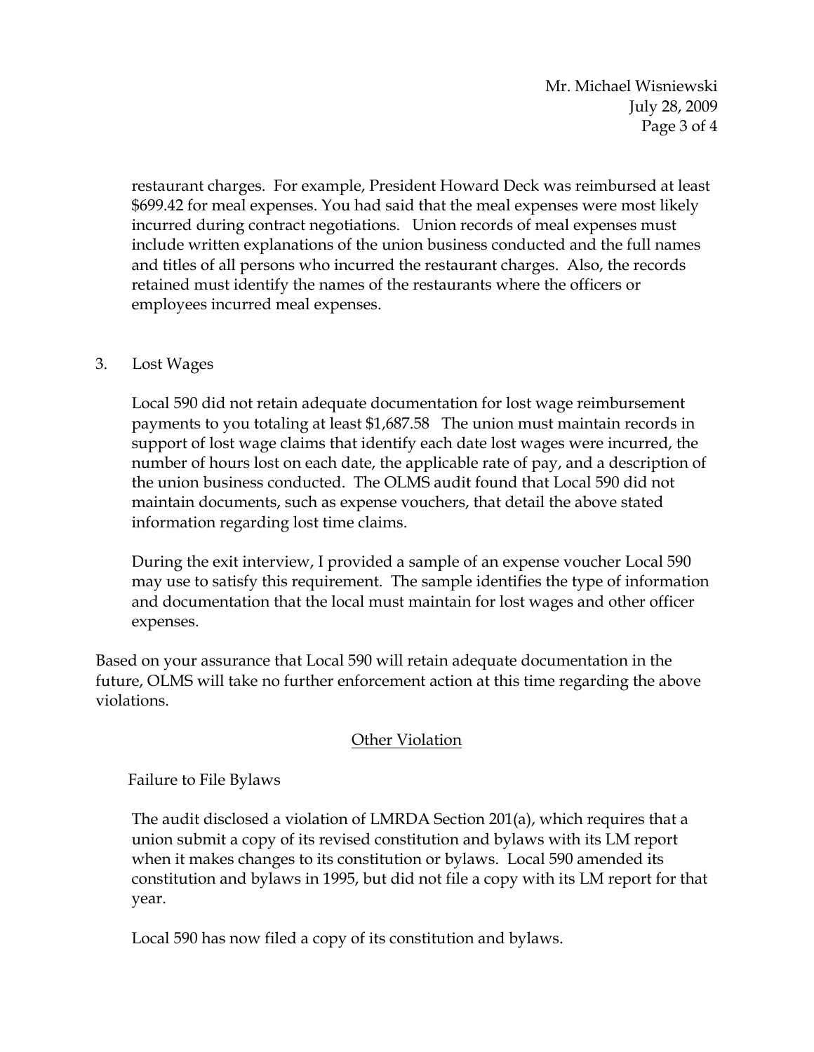restaurant charges. For example, President Howard Deck was reimbursed at least $699.42 for meal expenses. You had said that the meal expenses were most likely incurred during contract negotiations. Union records of meal expenses must include written explanations of the union business conducted and the full names and titles of all persons who incurred the restaurant charges. Also, the records retained must identify the names of the restaurants where the officers or employees incurred meal expenses.

3. Lost Wages

   Local 590 did not retain adequate documentation for lost wage reimbursement payments to you totaling at least $1,687.58 The union must maintain records in support of lost wage claims that identify each date lost wages were incurred, the number of hours lost on each date, the applicable rate of pay, and a description of the union business conducted. The OLMS audit found that Local 590 did not maintain documents, such as expense vouchers, that detail the above stated information regarding lost time claims.

   During the exit interview, I provided a sample of an expense voucher Local 590 may use to satisfy this requirement. The sample identifies the type of information and documentation that the local must maintain for lost wages and other officer expenses.

Based on your assurance that Local 590 will retain adequate documentation in the future, OLMS will take no further enforcement action at this time regarding the above violations.

## Other Violation

Failure to File Bylaws

The audit disclosed a violation of LMRDA Section 201(a), which requires that a union submit a copy of its revised constitution and bylaws with its LM report when it makes changes to its constitution or bylaws. Local 590 amended its constitution and bylaws in 1995, but did not file a copy with its LM report for that year.

Local 590 has now filed a copy of its constitution and bylaws.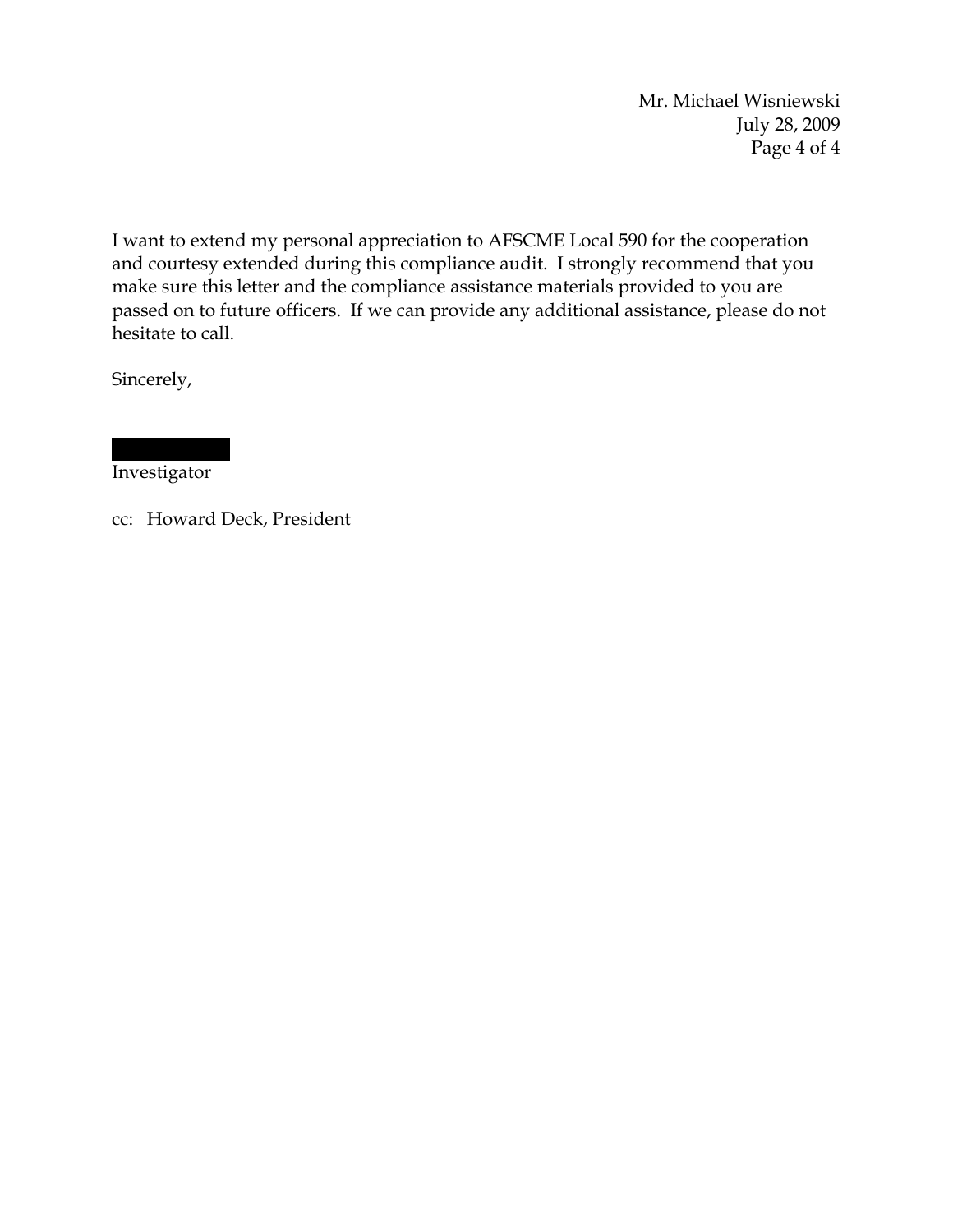I want to extend my personal appreciation to AFSCME Local 590 for the cooperation and courtesy extended during this compliance audit. I strongly recommend that you make sure this letter and the compliance assistance materials provided to you are passed on to future officers. If we can provide any additional assistance, please do not hesitate to call.

Sincerely,

Investigator

cc: Howard Deck, President